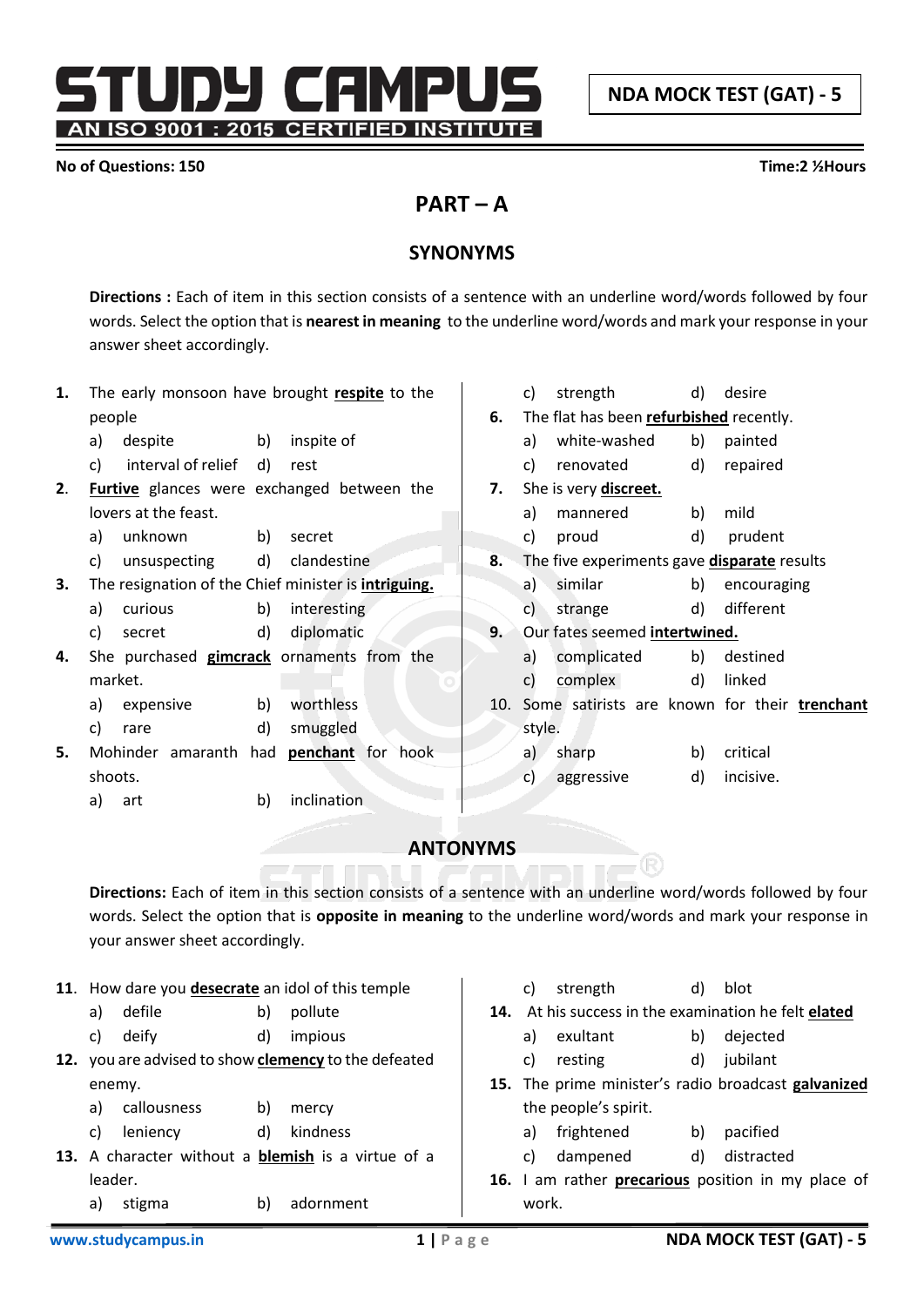# STUDY CAMPUS

AN ISO 9001 : 2015 CERTIFIED INSTITUTE

**NDA MOCK TEST (GAT) - 5**

**No of Questions: 150** **Time:2 ½Hours**

## PART – A

### SYNONYMS

**Directions :** Each of item in this section consists of a sentence with an underline word/words followed by four words. Select the option that is **nearest in meaning** to the underline word/words and mark your response in your answer sheet accordingly.

**1.** The early monsoon have brought **respite** to the people

a) despite b) inspite of
c) interval of relief d) rest

**2.** **Furtive** glances were exchanged between the lovers at the feast.

a) unknown b) secret
c) unsuspecting d) clandestine

**3.** The resignation of the Chief minister is **intriguing.**

a) curious b) interesting
c) secret d) diplomatic

**4.** She purchased **gimcrack** ornaments from the market.

a) expensive b) worthless
c) rare d) smuggled

**5.** Mohinder amaranth had **penchant** for hook shoots.

a) art b) inclination
c) strength d) desire

**6.** The flat has been **refurbished** recently.

a) white-washed b) painted
c) renovated d) repaired

**7.** She is very **discreet.**

a) mannered b) mild
c) proud d) prudent

**8.** The five experiments gave **disparate** results

a) similar b) encouraging
c) strange d) different

**9.** Our fates seemed **intertwined.**

a) complicated b) destined
c) complex d) linked

10. Some satirists are known for their **trenchant** style.

a) sharp b) critical
c) aggressive d) incisive.

### ANTONYMS

**Directions:** Each of item in this section consists of a sentence with an underline word/words followed by four words. Select the option that is **opposite in meaning** to the underline word/words and mark your response in your answer sheet accordingly.

**11.** How dare you **desecrate** an idol of this temple

a) defile b) pollute
c) deify d) impious

**12.** you are advised to show **clemency** to the defeated enemy.

a) callousness b) mercy
c) leniency d) kindness

**13.** A character without a **blemish** is a virtue of a leader.

a) stigma b) adornment
c) strength d) blot

**14.** At his success in the examination he felt **elated**

a) exultant b) dejected
c) resting d) jubilant

**15.** The prime minister's radio broadcast **galvanized** the people's spirit.

a) frightened b) pacified
c) dampened d) distracted

**16.** I am rather **precarious** position in my place of work.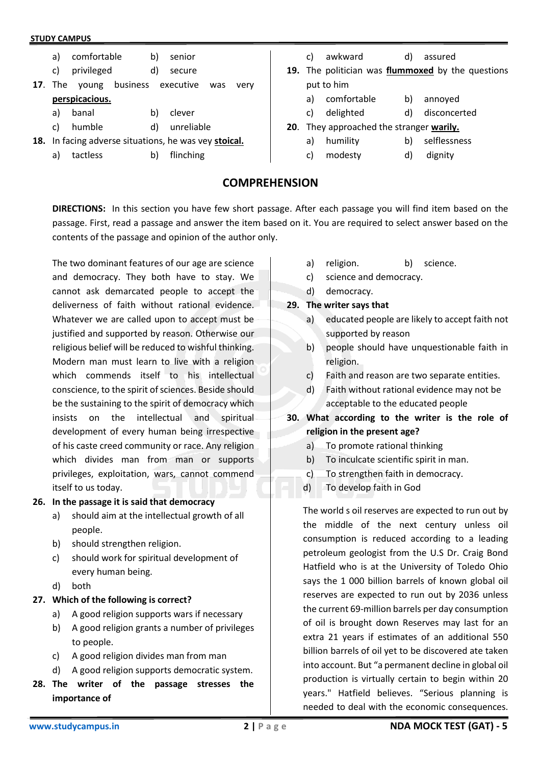a) comfortable b) senior
c) privileged d) secure

**17**. The young business executive was very **perspicacious.**

a) banal b) clever
c) humble d) unreliable

**18.** In facing adverse situations, he was vey **stoical.**

a) tactless b) flinching
c) awkward d) assured

**19.** The politician was **flummoxed** by the questions put to him

a) comfortable b) annoyed
c) delighted d) disconcerted

**20**. They approached the stranger **warily.**

a) humility b) selflessness
c) modesty d) dignity

## COMPREHENSION

**DIRECTIONS:** In this section you have few short passage. After each passage you will find item based on the passage. First, read a passage and answer the item based on it. You are required to select answer based on the contents of the passage and opinion of the author only.

The two dominant features of our age are science and democracy. They both have to stay. We cannot ask demarcated people to accept the deliverness of faith without rational evidence. Whatever we are called upon to accept must be justified and supported by reason. Otherwise our religious belief will be reduced to wishful thinking. Modern man must learn to live with a religion which commends itself to his intellectual conscience, to the spirit of sciences. Beside should be the sustaining to the spirit of democracy which insists on the intellectual and spiritual development of every human being irrespective of his caste creed community or race. Any religion which divides man from man or supports privileges, exploitation, wars, cannot commend itself to us today.

**26. In the passage it is said that democracy**

a) should aim at the intellectual growth of all people.
b) should strengthen religion.
c) should work for spiritual development of every human being.
d) both

**27. Which of the following is correct?**

a) A good religion supports wars if necessary
b) A good religion grants a number of privileges to people.
c) A good religion divides man from man
d) A good religion supports democratic system.

**28. The writer of the passage stresses the importance of**

a) religion. b) science.
c) science and democracy.
d) democracy.

**29. The writer says that**

a) educated people are likely to accept faith not supported by reason
b) people should have unquestionable faith in religion.
c) Faith and reason are two separate entities.
d) Faith without rational evidence may not be acceptable to the educated people

**30. What according to the writer is the role of religion in the present age?**

a) To promote rational thinking
b) To inculcate scientific spirit in man.
c) To strengthen faith in democracy.
d) To develop faith in God

The world s oil reserves are expected to run out by the middle of the next century unless oil consumption is reduced according to a leading petroleum geologist from the U.S Dr. Craig Bond Hatfield who is at the University of Toledo Ohio says the 1 000 billion barrels of known global oil reserves are expected to run out by 2036 unless the current 69-million barrels per day consumption of oil is brought down Reserves may last for an extra 21 years if estimates of an additional 550 billion barrels of oil yet to be discovered ate taken into account. But "a permanent decline in global oil production is virtually certain to begin within 20 years." Hatfield believes. "Serious planning is needed to deal with the economic consequences.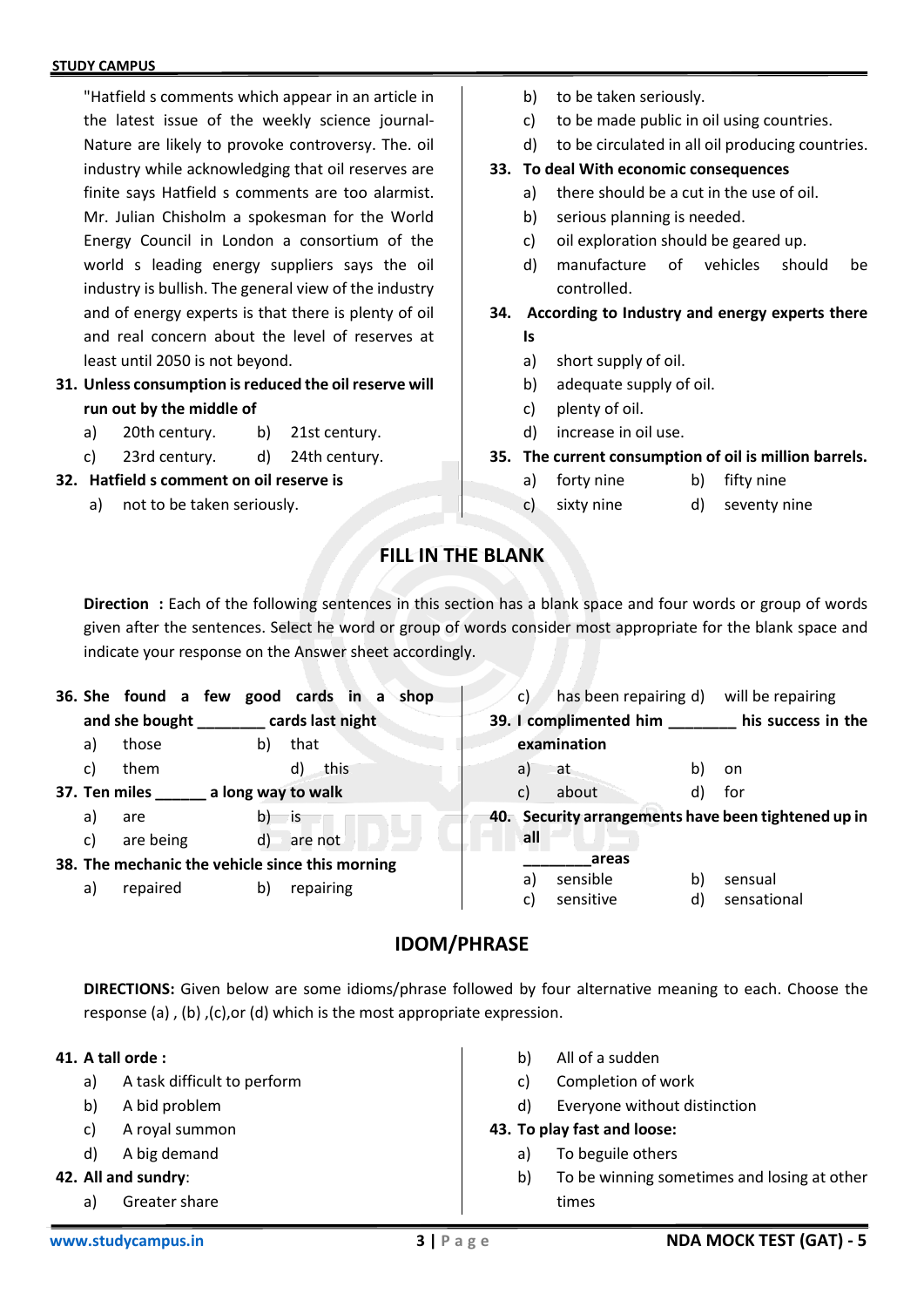"Hatfield s comments which appear in an article in the latest issue of the weekly science journal-Nature are likely to provoke controversy. The. oil industry while acknowledging that oil reserves are finite says Hatfield s comments are too alarmist. Mr. Julian Chisholm a spokesman for the World Energy Council in London a consortium of the world s leading energy suppliers says the oil industry is bullish. The general view of the industry and of energy experts is that there is plenty of oil and real concern about the level of reserves at least until 2050 is not beyond.

**31. Unless consumption is reduced the oil reserve will run out by the middle of**

a) 20th century. b) 21st century.
c) 23rd century. d) 24th century.

**32. Hatfield s comment on oil reserve is**

a) not to be taken seriously.
b) to be taken seriously.
c) to be made public in oil using countries.
d) to be circulated in all oil producing countries.

**33. To deal With economic consequences**

a) there should be a cut in the use of oil.
b) serious planning is needed.
c) oil exploration should be geared up.
d) manufacture of vehicles should be controlled.

**34. According to Industry and energy experts there Is**

a) short supply of oil.
b) adequate supply of oil.
c) plenty of oil.
d) increase in oil use.

**35. The current consumption of oil is million barrels.**

a) forty nine b) fifty nine
c) sixty nine d) seventy nine

## FILL IN THE BLANK

**Direction :** Each of the following sentences in this section has a blank space and four words or group of words given after the sentences. Select he word or group of words consider most appropriate for the blank space and indicate your response on the Answer sheet accordingly.

**36. She found a few good cards in a shop and she bought ________ cards last night**

a) those b) that
c) them d) this

**37. Ten miles ______ a long way to walk**

a) are b) is
c) are being d) are not

**38. The mechanic the vehicle since this morning**

a) repaired b) repairing
c) has been repairing d) will be repairing

**39. I complimented him ________ his success in the examination**

a) at b) on
c) about d) for

**40. Security arrangements have been tightened up in all ________areas**

a) sensible b) sensual
c) sensitive d) sensational

## IDOM/PHRASE

**DIRECTIONS:** Given below are some idioms/phrase followed by four alternative meaning to each. Choose the response (a) , (b) ,(c),or (d) which is the most appropriate expression.

**41. A tall orde :**

a) A task difficult to perform
b) A bid problem
c) A royal summon
d) A big demand

**42. All and sundry:**

a) Greater share
b) All of a sudden
c) Completion of work
d) Everyone without distinction

**43. To play fast and loose:**

a) To beguile others
b) To be winning sometimes and losing at other times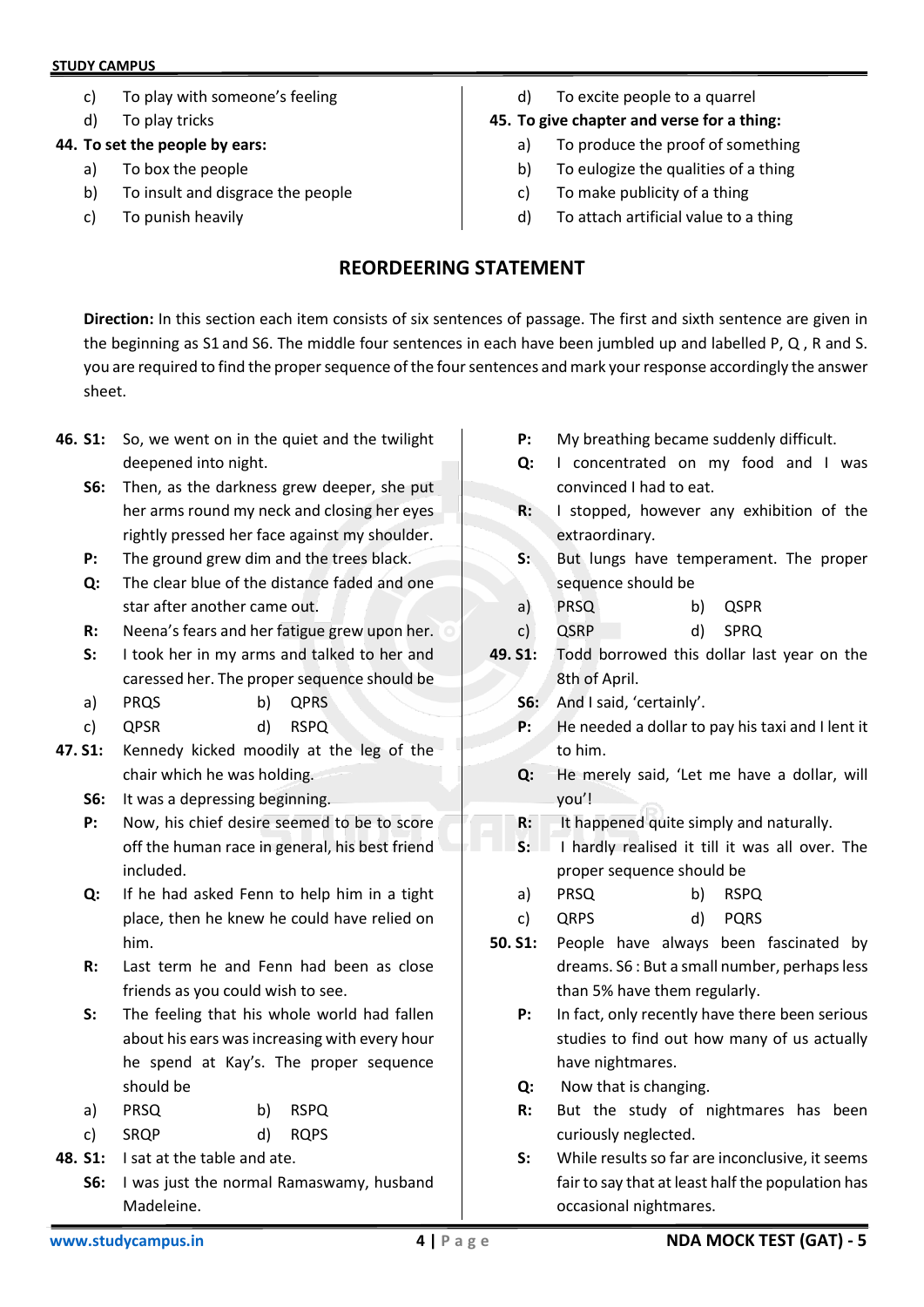c) To play with someone's feeling

d) To play tricks

**44. To set the people by ears:**

a) To box the people

b) To insult and disgrace the people

c) To punish heavily

d) To excite people to a quarrel

**45. To give chapter and verse for a thing:**

a) To produce the proof of something

b) To eulogize the qualities of a thing

c) To make publicity of a thing

d) To attach artificial value to a thing

## REORDEERING STATEMENT

**Direction:** In this section each item consists of six sentences of passage. The first and sixth sentence are given in the beginning as S1 and S6. The middle four sentences in each have been jumbled up and labelled P, Q , R and S. you are required to find the proper sequence of the four sentences and mark your response accordingly the answer sheet.

**46. S1:** So, we went on in the quiet and the twilight deepened into night.

**S6:** Then, as the darkness grew deeper, she put her arms round my neck and closing her eyes rightly pressed her face against my shoulder.

**P:** The ground grew dim and the trees black.

**Q:** The clear blue of the distance faded and one star after another came out.

**R:** Neena's fears and her fatigue grew upon her.

**S:** I took her in my arms and talked to her and caressed her. The proper sequence should be

a) PRQS b) QPRS

c) QPSR d) RSPQ

**47. S1:** Kennedy kicked moodily at the leg of the chair which he was holding.

**S6:** It was a depressing beginning.

**P:** Now, his chief desire seemed to be to score off the human race in general, his best friend included.

**Q:** If he had asked Fenn to help him in a tight place, then he knew he could have relied on him.

**R:** Last term he and Fenn had been as close friends as you could wish to see.

**S:** The feeling that his whole world had fallen about his ears was increasing with every hour he spend at Kay's. The proper sequence should be

a) PRSQ b) RSPQ

c) SRQP d) RQPS

**48. S1:** I sat at the table and ate.

**S6:** I was just the normal Ramaswamy, husband Madeleine.

**P:** My breathing became suddenly difficult.

**Q:** I concentrated on my food and I was convinced I had to eat.

**R:** I stopped, however any exhibition of the extraordinary.

**S:** But lungs have temperament. The proper sequence should be

a) PRSQ b) QSPR

c) QSRP d) SPRQ

**49. S1:** Todd borrowed this dollar last year on the 8th of April.

**S6:** And I said, 'certainly'.

**P:** He needed a dollar to pay his taxi and I lent it to him.

**Q:** He merely said, 'Let me have a dollar, will you'!

**R:** It happened quite simply and naturally.

**S:** I hardly realised it till it was all over. The proper sequence should be

a) PRSQ b) RSPQ

c) QRPS d) PQRS

**50. S1:** People have always been fascinated by dreams. S6 : But a small number, perhaps less than 5% have them regularly.

**P:** In fact, only recently have there been serious studies to find out how many of us actually have nightmares.

**Q:** Now that is changing.

**R:** But the study of nightmares has been curiously neglected.

**S:** While results so far are inconclusive, it seems fair to say that at least half the population has occasional nightmares.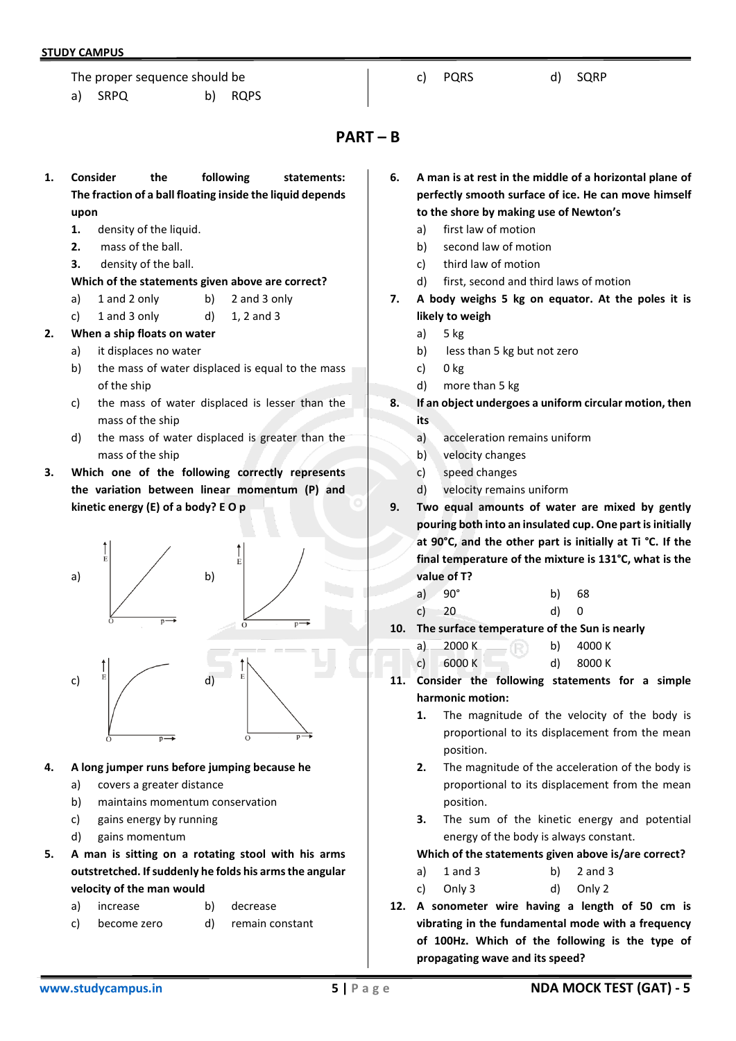The proper sequence should be

a) SRPQ  b) RQPS  c) PQRS  d) SQRP

## PART – B

**1. Consider the following statements: The fraction of a ball floating inside the liquid depends upon**

**1.** density of the liquid.

**2.** mass of the ball.

**3.** density of the ball.

**Which of the statements given above are correct?**

a) 1 and 2 only  b) 2 and 3 only

c) 1 and 3 only  d) 1, 2 and 3

**2. When a ship floats on water**

a) it displaces no water

b) the mass of water displaced is equal to the mass of the ship

c) the mass of water displaced is lesser than the mass of the ship

d) the mass of water displaced is greater than the mass of the ship

**3. Which one of the following correctly represents the variation between linear momentum (P) and kinetic energy (E) of a body? E O p**

a) [Graph: E vs p, straight line through origin]

b) [Graph: E vs p, curve concave upward from origin]

c) [Graph: E vs p, curve concave downward from origin]

d) [Graph: E vs p, straight line decreasing]

**4. A long jumper runs before jumping because he**

a) covers a greater distance

b) maintains momentum conservation

c) gains energy by running

d) gains momentum

**5. A man is sitting on a rotating stool with his arms outstretched. If suddenly he folds his arms the angular velocity of the man would**

a) increase  b) decrease

c) become zero  d) remain constant

**6. A man is at rest in the middle of a horizontal plane of perfectly smooth surface of ice. He can move himself to the shore by making use of Newton's**

a) first law of motion

b) second law of motion

c) third law of motion

d) first, second and third laws of motion

**7. A body weighs 5 kg on equator. At the poles it is likely to weigh**

a) 5 kg

b) less than 5 kg but not zero

c) 0 kg

d) more than 5 kg

**8. If an object undergoes a uniform circular motion, then its**

a) acceleration remains uniform

b) velocity changes

c) speed changes

d) velocity remains uniform

**9. Two equal amounts of water are mixed by gently pouring both into an insulated cup. One part is initially at 90°C, and the other part is initially at Ti °C. If the final temperature of the mixture is 131°C, what is the value of T?**

a) 90°  b) 68

c) 20  d) 0

**10. The surface temperature of the Sun is nearly**

a) 2000 K  b) 4000 K

c) 6000 K  d) 8000 K

**11. Consider the following statements for a simple harmonic motion:**

**1.** The magnitude of the velocity of the body is proportional to its displacement from the mean position.

**2.** The magnitude of the acceleration of the body is proportional to its displacement from the mean position.

**3.** The sum of the kinetic energy and potential energy of the body is always constant.

**Which of the statements given above is/are correct?**

a) 1 and 3  b) 2 and 3

c) Only 3  d) Only 2

**12. A sonometer wire having a length of 50 cm is vibrating in the fundamental mode with a frequency of 100Hz. Which of the following is the type of propagating wave and its speed?**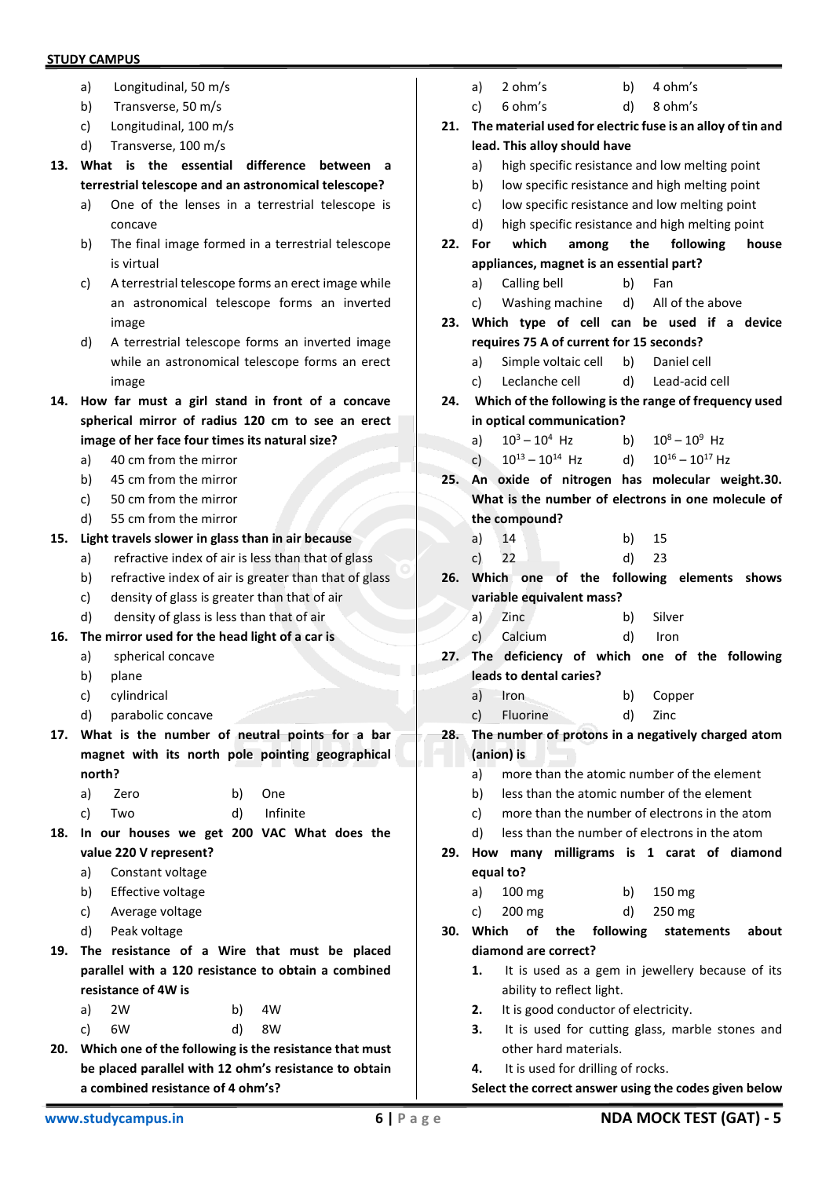a) Longitudinal, 50 m/s
b) Transverse, 50 m/s
c) Longitudinal, 100 m/s
d) Transverse, 100 m/s

**13. What is the essential difference between a terrestrial telescope and an astronomical telescope?**

a) One of the lenses in a terrestrial telescope is concave
b) The final image formed in a terrestrial telescope is virtual
c) A terrestrial telescope forms an erect image while an astronomical telescope forms an inverted image
d) A terrestrial telescope forms an inverted image while an astronomical telescope forms an erect image

**14. How far must a girl stand in front of a concave spherical mirror of radius 120 cm to see an erect image of her face four times its natural size?**

a) 40 cm from the mirror
b) 45 cm from the mirror
c) 50 cm from the mirror
d) 55 cm from the mirror

**15. Light travels slower in glass than in air because**

a) refractive index of air is less than that of glass
b) refractive index of air is greater than that of glass
c) density of glass is greater than that of air
d) density of glass is less than that of air

**16. The mirror used for the head light of a car is**

a) spherical concave
b) plane
c) cylindrical
d) parabolic concave

**17. What is the number of neutral points for a bar magnet with its north pole pointing geographical north?**

a) Zero  b) One
c) Two  d) Infinite

**18. In our houses we get 200 VAC What does the value 220 V represent?**

a) Constant voltage
b) Effective voltage
c) Average voltage
d) Peak voltage

**19. The resistance of a Wire that must be placed parallel with a 120 resistance to obtain a combined resistance of 4W is**

a) 2W  b) 4W
c) 6W  d) 8W

**20. Which one of the following is the resistance that must be placed parallel with 12 ohm's resistance to obtain a combined resistance of 4 ohm's?**

a) 2 ohm's  b) 4 ohm's
c) 6 ohm's  d) 8 ohm's

**21. The material used for electric fuse is an alloy of tin and lead. This alloy should have**

a) high specific resistance and low melting point
b) low specific resistance and high melting point
c) low specific resistance and low melting point
d) high specific resistance and high melting point

**22. For which among the following house appliances, magnet is an essential part?**

a) Calling bell  b) Fan
c) Washing machine  d) All of the above

**23. Which type of cell can be used if a device requires 75 A of current for 15 seconds?**

a) Simple voltaic cell  b) Daniel cell
c) Leclanche cell  d) Lead-acid cell

**24. Which of the following is the range of frequency used in optical communication?**

a) $10^3 – 10^4$ Hz  b) $10^8 – 10^9$ Hz
c) $10^{13} – 10^{14}$ Hz  d) $10^{16} – 10^{17}$ Hz

**25. An oxide of nitrogen has molecular weight.30. What is the number of electrons in one molecule of the compound?**

a) 14  b) 15
c) 22  d) 23

**26. Which one of the following elements shows variable equivalent mass?**

a) Zinc  b) Silver
c) Calcium  d) Iron

**27. The deficiency of which one of the following leads to dental caries?**

a) Iron  b) Copper
c) Fluorine  d) Zinc

**28. The number of protons in a negatively charged atom (anion) is**

a) more than the atomic number of the element
b) less than the atomic number of the element
c) more than the number of electrons in the atom
d) less than the number of electrons in the atom

**29. How many milligrams is 1 carat of diamond equal to?**

a) 100 mg  b) 150 mg
c) 200 mg  d) 250 mg

**30. Which of the following statements about diamond are correct?**

**1.** It is used as a gem in jewellery because of its ability to reflect light.
**2.** It is good conductor of electricity.
**3.** It is used for cutting glass, marble stones and other hard materials.
**4.** It is used for drilling of rocks.

**Select the correct answer using the codes given below**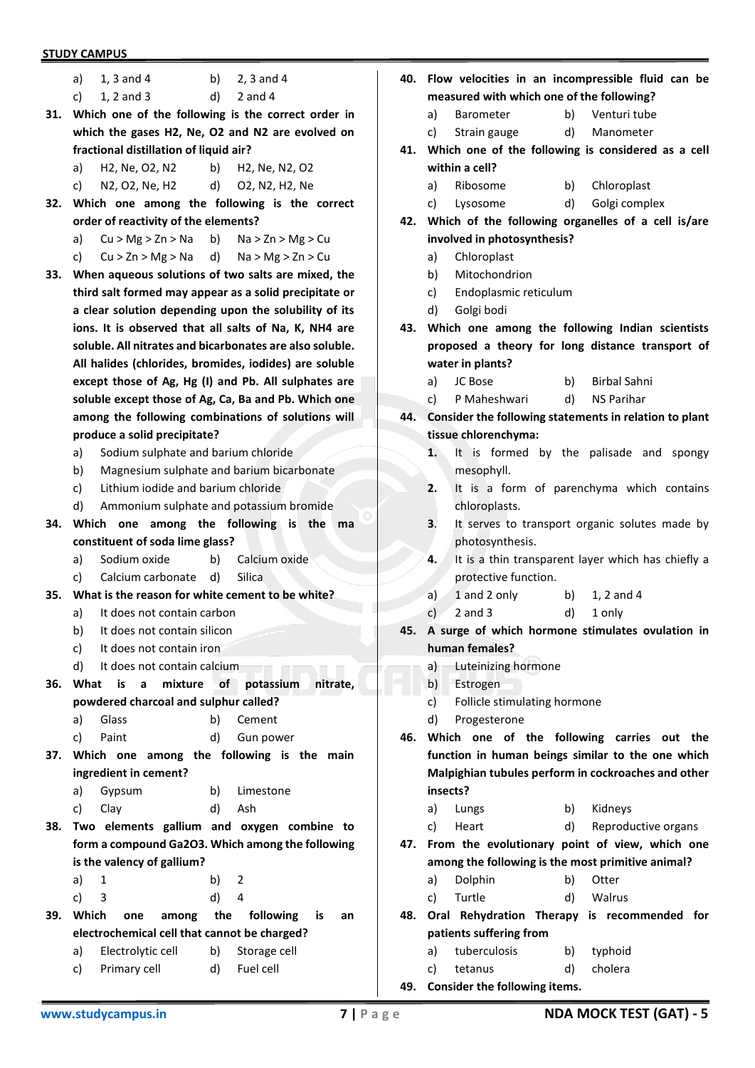a) 1, 3 and 4 b) 2, 3 and 4
c) 1, 2 and 3 d) 2 and 4

**31. Which one of the following is the correct order in which the gases H2, Ne, O2 and N2 are evolved on fractional distillation of liquid air?**

a) H2, Ne, O2, N2 b) H2, Ne, N2, O2
c) N2, O2, Ne, H2 d) O2, N2, H2, Ne

**32. Which one among the following is the correct order of reactivity of the elements?**

a) Cu > Mg > Zn > Na b) Na > Zn > Mg > Cu
c) Cu > Zn > Mg > Na d) Na > Mg > Zn > Cu

**33. When aqueous solutions of two salts are mixed, the third salt formed may appear as a solid precipitate or a clear solution depending upon the solubility of its ions. It is observed that all salts of Na, K, NH4 are soluble. All nitrates and bicarbonates are also soluble. All halides (chlorides, bromides, iodides) are soluble except those of Ag, Hg (I) and Pb. All sulphates are soluble except those of Ag, Ca, Ba and Pb. Which one among the following combinations of solutions will produce a solid precipitate?**

a) Sodium sulphate and barium chloride
b) Magnesium sulphate and barium bicarbonate
c) Lithium iodide and barium chloride
d) Ammonium sulphate and potassium bromide

**34. Which one among the following is the ma constituent of soda lime glass?**

a) Sodium oxide b) Calcium oxide
c) Calcium carbonate d) Silica

**35. What is the reason for white cement to be white?**

a) It does not contain carbon
b) It does not contain silicon
c) It does not contain iron
d) It does not contain calcium

**36. What is a mixture of potassium nitrate, powdered charcoal and sulphur called?**

a) Glass b) Cement
c) Paint d) Gun power

**37. Which one among the following is the main ingredient in cement?**

a) Gypsum b) Limestone
c) Clay d) Ash

**38. Two elements gallium and oxygen combine to form a compound Ga2O3. Which among the following is the valency of gallium?**

a) 1 b) 2
c) 3 d) 4

**39. Which one among the following is an electrochemical cell that cannot be charged?**

a) Electrolytic cell b) Storage cell
c) Primary cell d) Fuel cell

**40. Flow velocities in an incompressible fluid can be measured with which one of the following?**

a) Barometer b) Venturi tube
c) Strain gauge d) Manometer

**41. Which one of the following is considered as a cell within a cell?**

a) Ribosome b) Chloroplast
c) Lysosome d) Golgi complex

**42. Which of the following organelles of a cell is/are involved in photosynthesis?**

a) Chloroplast
b) Mitochondrion
c) Endoplasmic reticulum
d) Golgi bodi

**43. Which one among the following Indian scientists proposed a theory for long distance transport of water in plants?**

a) JC Bose b) Birbal Sahni
c) P Maheshwari d) NS Parihar

**44. Consider the following statements in relation to plant tissue chlorenchyma:**

**1.** It is formed by the palisade and spongy mesophyll.
**2.** It is a form of parenchyma which contains chloroplasts.
**3.** It serves to transport organic solutes made by photosynthesis.
**4.** It is a thin transparent layer which has chiefly a protective function.

a) 1 and 2 only b) 1, 2 and 4
c) 2 and 3 d) 1 only

**45. A surge of which hormone stimulates ovulation in human females?**

a) Luteinizing hormone
b) Estrogen
c) Follicle stimulating hormone
d) Progesterone

**46. Which one of the following carries out the function in human beings similar to the one which Malpighian tubules perform in cockroaches and other insects?**

a) Lungs b) Kidneys
c) Heart d) Reproductive organs

**47. From the evolutionary point of view, which one among the following is the most primitive animal?**

a) Dolphin b) Otter
c) Turtle d) Walrus

**48. Oral Rehydration Therapy is recommended for patients suffering from**

a) tuberculosis b) typhoid
c) tetanus d) cholera

**49. Consider the following items.**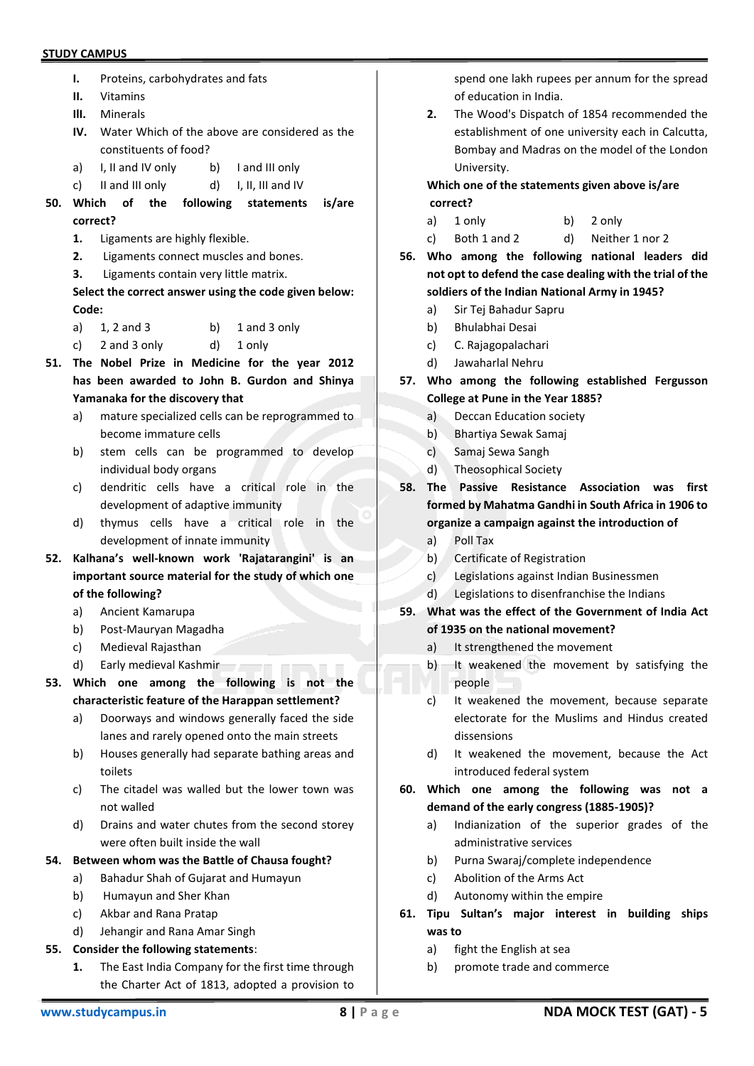I. Proteins, carbohydrates and fats
II. Vitamins
III. Minerals
IV. Water Which of the above are considered as the constituents of food?

a) I, II and IV only b) I and III only
c) II and III only d) I, II, III and IV

**50. Which of the following statements is/are correct?**

1. Ligaments are highly flexible.
2. Ligaments connect muscles and bones.
3. Ligaments contain very little matrix.

**Select the correct answer using the code given below:**
**Code:**

a) 1, 2 and 3 b) 1 and 3 only
c) 2 and 3 only d) 1 only

**51. The Nobel Prize in Medicine for the year 2012 has been awarded to John B. Gurdon and Shinya Yamanaka for the discovery that**

a) mature specialized cells can be reprogrammed to become immature cells
b) stem cells can be programmed to develop individual body organs
c) dendritic cells have a critical role in the development of adaptive immunity
d) thymus cells have a critical role in the development of innate immunity

**52. Kalhana's well-known work 'Rajatarangini' is an important source material for the study of which one of the following?**

a) Ancient Kamarupa
b) Post-Mauryan Magadha
c) Medieval Rajasthan
d) Early medieval Kashmir

**53. Which one among the following is not the characteristic feature of the Harappan settlement?**

a) Doorways and windows generally faced the side lanes and rarely opened onto the main streets
b) Houses generally had separate bathing areas and toilets
c) The citadel was walled but the lower town was not walled
d) Drains and water chutes from the second storey were often built inside the wall

**54. Between whom was the Battle of Chausa fought?**

a) Bahadur Shah of Gujarat and Humayun
b) Humayun and Sher Khan
c) Akbar and Rana Pratap
d) Jehangir and Rana Amar Singh

**55. Consider the following statements**:

1. The East India Company for the first time through the Charter Act of 1813, adopted a provision to spend one lakh rupees per annum for the spread of education in India.
2. The Wood's Dispatch of 1854 recommended the establishment of one university each in Calcutta, Bombay and Madras on the model of the London University.

**Which one of the statements given above is/are correct?**

a) 1 only b) 2 only
c) Both 1 and 2 d) Neither 1 nor 2

**56. Who among the following national leaders did not opt to defend the case dealing with the trial of the soldiers of the Indian National Army in 1945?**

a) Sir Tej Bahadur Sapru
b) Bhulabhai Desai
c) C. Rajagopalachari
d) Jawaharlal Nehru

**57. Who among the following established Fergusson College at Pune in the Year 1885?**

a) Deccan Education society
b) Bhartiya Sewak Samaj
c) Samaj Sewa Sangh
d) Theosophical Society

**58. The Passive Resistance Association was first formed by Mahatma Gandhi in South Africa in 1906 to organize a campaign against the introduction of**

a) Poll Tax
b) Certificate of Registration
c) Legislations against Indian Businessmen
d) Legislations to disenfranchise the Indians

**59. What was the effect of the Government of India Act of 1935 on the national movement?**

a) It strengthened the movement
b) It weakened the movement by satisfying the people
c) It weakened the movement, because separate electorate for the Muslims and Hindus created dissensions
d) It weakened the movement, because the Act introduced federal system

**60. Which one among the following was not a demand of the early congress (1885-1905)?**

a) Indianization of the superior grades of the administrative services
b) Purna Swaraj/complete independence
c) Abolition of the Arms Act
d) Autonomy within the empire

**61. Tipu Sultan's major interest in building ships was to**

a) fight the English at sea
b) promote trade and commerce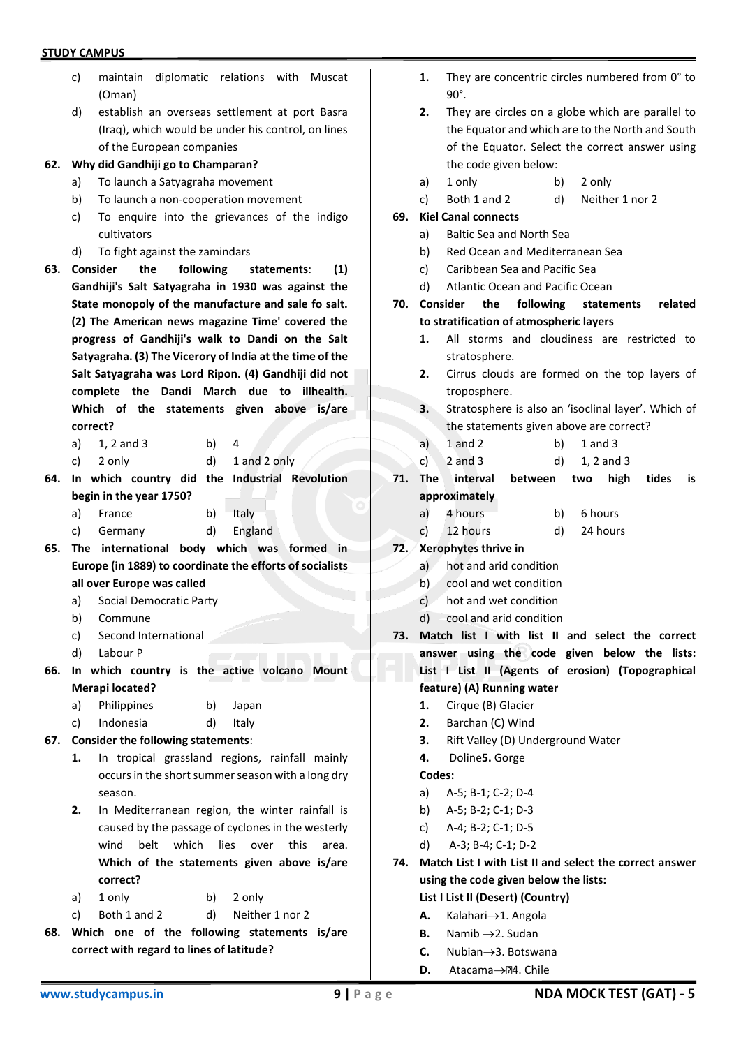c) maintain diplomatic relations with Muscat (Oman)

d) establish an overseas settlement at port Basra (Iraq), which would be under his control, on lines of the European companies

**62. Why did Gandhiji go to Champaran?**

a) To launch a Satyagraha movement

b) To launch a non-cooperation movement

c) To enquire into the grievances of the indigo cultivators

d) To fight against the zamindars

**63. Consider the following statements: (1) Gandhiji's Salt Satyagraha in 1930 was against the State monopoly of the manufacture and sale fo salt. (2) The American news magazine Time' covered the progress of Gandhiji's walk to Dandi on the Salt Satyagraha. (3) The Viceroy of India at the time of the Salt Satyagraha was Lord Ripon. (4) Gandhiji did not complete the Dandi March due to illhealth. Which of the statements given above is/are correct?**

a) 1, 2 and 3 b) 4

c) 2 only d) 1 and 2 only

**64. In which country did the Industrial Revolution begin in the year 1750?**

a) France b) Italy

c) Germany d) England

**65. The international body which was formed in Europe (in 1889) to coordinate the efforts of socialists all over Europe was called**

a) Social Democratic Party

b) Commune

c) Second International

d) Labour P

**66. In which country is the active volcano Mount Merapi located?**

a) Philippines b) Japan

c) Indonesia d) Italy

**67. Consider the following statements:**

**1.** In tropical grassland regions, rainfall mainly occurs in the short summer season with a long dry season.

**2.** In Mediterranean region, the winter rainfall is caused by the passage of cyclones in the westerly wind belt which lies over this area. **Which of the statements given above is/are correct?**

a) 1 only b) 2 only

c) Both 1 and 2 d) Neither 1 nor 2

**68. Which one of the following statements is/are correct with regard to lines of latitude?**

**1.** They are concentric circles numbered from 0° to 90°.

**2.** They are circles on a globe which are parallel to the Equator and which are to the North and South of the Equator. Select the correct answer using the code given below:

a) 1 only b) 2 only

c) Both 1 and 2 d) Neither 1 nor 2

**69. Kiel Canal connects**

a) Baltic Sea and North Sea

b) Red Ocean and Mediterranean Sea

c) Caribbean Sea and Pacific Sea

d) Atlantic Ocean and Pacific Ocean

**70. Consider the following statements related to stratification of atmospheric layers**

**1.** All storms and cloudiness are restricted to stratosphere.

**2.** Cirrus clouds are formed on the top layers of troposphere.

**3.** Stratosphere is also an 'isoclinal layer'. Which of the statements given above are correct?

a) 1 and 2 b) 1 and 3

c) 2 and 3 d) 1, 2 and 3

**71. The interval between two high tides is approximately**

a) 4 hours b) 6 hours

c) 12 hours d) 24 hours

**72. Xerophytes thrive in**

a) hot and arid condition

b) cool and wet condition

c) hot and wet condition

d) cool and arid condition

**73. Match list I with list II and select the correct answer using the code given below the lists: List I List II (Agents of erosion) (Topographical feature) (A) Running water**

**1.** Cirque (B) Glacier

**2.** Barchan (C) Wind

**3.** Rift Valley (D) Underground Water

**4.** Doline**5.** Gorge

**Codes:**

a) A-5; B-1; C-2; D-4

b) A-5; B-2; C-1; D-3

c) A-4; B-2; C-1; D-5

d) A-3; B-4; C-1; D-2

**74. Match List I with List II and select the correct answer using the code given below the lists:**

**List I List II (Desert) (Country)**

**A.** Kalahari→1. Angola

**B.** Namib →2. Sudan

**C.** Nubian→3. Botswana

**D.** Atacama→4. Chile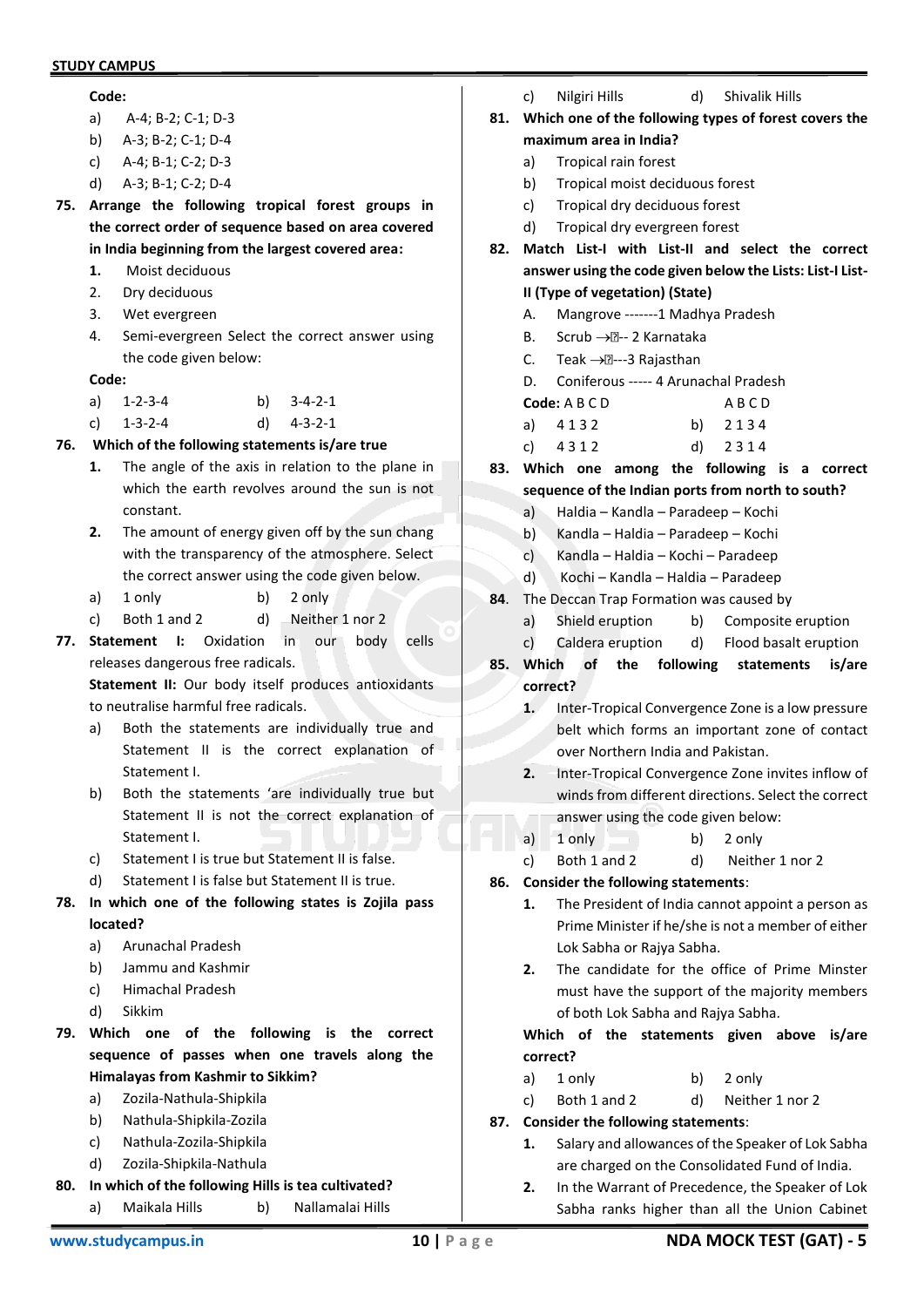**Code:**

a) A-4; B-2; C-1; D-3
b) A-3; B-2; C-1; D-4
c) A-4; B-1; C-2; D-3
d) A-3; B-1; C-2; D-4

**75. Arrange the following tropical forest groups in the correct order of sequence based on area covered in India beginning from the largest covered area:**

1. Moist deciduous
2. Dry deciduous
3. Wet evergreen
4. Semi-evergreen Select the correct answer using the code given below:

**Code:**

a) 1-2-3-4 b) 3-4-2-1
c) 1-3-2-4 d) 4-3-2-1

**76. Which of the following statements is/are true**

1. The angle of the axis in relation to the plane in which the earth revolves around the sun is not constant.
2. The amount of energy given off by the sun chang with the transparency of the atmosphere. Select the correct answer using the code given below.

a) 1 only b) 2 only
c) Both 1 and 2 d) Neither 1 nor 2

**77. Statement I:** Oxidation in our body cells releases dangerous free radicals.

**Statement II:** Our body itself produces antioxidants to neutralise harmful free radicals.

a) Both the statements are individually true and Statement II is the correct explanation of Statement I.
b) Both the statements 'are individually true but Statement II is not the correct explanation of Statement I.
c) Statement I is true but Statement II is false.
d) Statement I is false but Statement II is true.

**78. In which one of the following states is Zojila pass located?**

a) Arunachal Pradesh
b) Jammu and Kashmir
c) Himachal Pradesh
d) Sikkim

**79. Which one of the following is the correct sequence of passes when one travels along the Himalayas from Kashmir to Sikkim?**

a) Zozila-Nathula-Shipkila
b) Nathula-Shipkila-Zozila
c) Nathula-Zozila-Shipkila
d) Zozila-Shipkila-Nathula

**80. In which of the following Hills is tea cultivated?**

a) Maikala Hills b) Nallamalai Hills
c) Nilgiri Hills d) Shivalik Hills

**81. Which one of the following types of forest covers the maximum area in India?**

a) Tropical rain forest
b) Tropical moist deciduous forest
c) Tropical dry deciduous forest
d) Tropical dry evergreen forest

**82. Match List-I with List-II and select the correct answer using the code given below the Lists: List-I List-II (Type of vegetation) (State)**

A. Mangrove -------1 Madhya Pradesh
B. Scrub →-- 2 Karnataka
C. Teak →---3 Rajasthan
D. Coniferous ----- 4 Arunachal Pradesh

**Code:** A B C D A B C D

a) 4 1 3 2 b) 2 1 3 4
c) 4 3 1 2 d) 2 3 1 4

**83. Which one among the following is a correct sequence of the Indian ports from north to south?**

a) Haldia – Kandla – Paradeep – Kochi
b) Kandla – Haldia – Paradeep – Kochi
c) Kandla – Haldia – Kochi – Paradeep
d) Kochi – Kandla – Haldia – Paradeep

**84.** The Deccan Trap Formation was caused by

a) Shield eruption b) Composite eruption
c) Caldera eruption d) Flood basalt eruption

**85. Which of the following statements is/are correct?**

1. Inter-Tropical Convergence Zone is a low pressure belt which forms an important zone of contact over Northern India and Pakistan.
2. Inter-Tropical Convergence Zone invites inflow of winds from different directions. Select the correct answer using the code given below:

a) 1 only b) 2 only
c) Both 1 and 2 d) Neither 1 nor 2

**86. Consider the following statements:**

1. The President of India cannot appoint a person as Prime Minister if he/she is not a member of either Lok Sabha or Rajya Sabha.
2. The candidate for the office of Prime Minster must have the support of the majority members of both Lok Sabha and Rajya Sabha.

**Which of the statements given above is/are correct?**

a) 1 only b) 2 only
c) Both 1 and 2 d) Neither 1 nor 2

**87. Consider the following statements:**

1. Salary and allowances of the Speaker of Lok Sabha are charged on the Consolidated Fund of India.
2. In the Warrant of Precedence, the Speaker of Lok Sabha ranks higher than all the Union Cabinet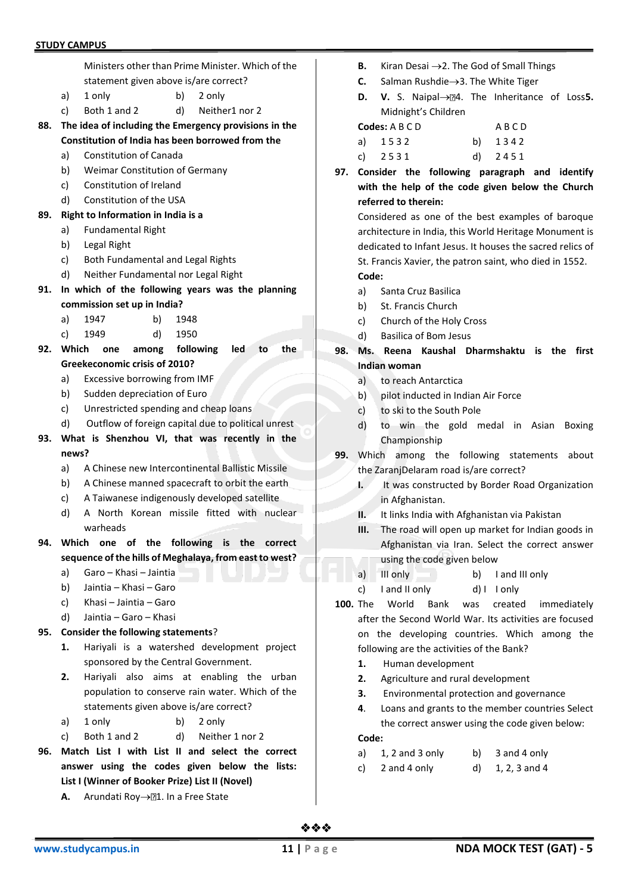Ministers other than Prime Minister. Which of the statement given above is/are correct?

a) 1 only b) 2 only
c) Both 1 and 2 d) Neither1 nor 2

**88. The idea of including the Emergency provisions in the Constitution of India has been borrowed from the**

a) Constitution of Canada
b) Weimar Constitution of Germany
c) Constitution of Ireland
d) Constitution of the USA

**89. Right to Information in India is a**

a) Fundamental Right
b) Legal Right
c) Both Fundamental and Legal Rights
d) Neither Fundamental nor Legal Right

**91. In which of the following years was the planning commission set up in India?**

a) 1947 b) 1948
c) 1949 d) 1950

**92. Which one among following led to the Greekeconomic crisis of 2010?**

a) Excessive borrowing from IMF
b) Sudden depreciation of Euro
c) Unrestricted spending and cheap loans
d) Outflow of foreign capital due to political unrest

**93. What is Shenzhou VI, that was recently in the news?**

a) A Chinese new Intercontinental Ballistic Missile
b) A Chinese manned spacecraft to orbit the earth
c) A Taiwanese indigenously developed satellite
d) A North Korean missile fitted with nuclear warheads

**94. Which one of the following is the correct sequence of the hills of Meghalaya, from east to west?**

a) Garo – Khasi – Jaintia
b) Jaintia – Khasi – Garo
c) Khasi – Jaintia – Garo
d) Jaintia – Garo – Khasi

**95. Consider the following statements?**

**1.** Hariyali is a watershed development project sponsored by the Central Government.
**2.** Hariyali also aims at enabling the urban population to conserve rain water. Which of the statements given above is/are correct?

a) 1 only b) 2 only
c) Both 1 and 2 d) Neither 1 nor 2

**96. Match List I with List II and select the correct answer using the codes given below the lists: List I (Winner of Booker Prize) List II (Novel)**

**A.** Arundati Roy→1. In a Free State
**B.** Kiran Desai →2. The God of Small Things
**C.** Salman Rushdie→3. The White Tiger
**D.** V. S. Naipal→4. The Inheritance of Loss**5.** Midnight's Children

**Codes:** A B C D A B C D

a) 1 5 3 2 b) 1 3 4 2
c) 2 5 3 1 d) 2 4 5 1

**97. Consider the following paragraph and identify with the help of the code given below the Church referred to therein:**

Considered as one of the best examples of baroque architecture in India, this World Heritage Monument is dedicated to Infant Jesus. It houses the sacred relics of St. Francis Xavier, the patron saint, who died in 1552.

**Code:**

a) Santa Cruz Basilica
b) St. Francis Church
c) Church of the Holy Cross
d) Basilica of Bom Jesus

**98. Ms. Reena Kaushal Dharmshaktu is the first Indian woman**

a) to reach Antarctica
b) pilot inducted in Indian Air Force
c) to ski to the South Pole
d) to win the gold medal in Asian Boxing Championship

**99.** Which among the following statements about the ZaranjDelaram road is/are correct?

**I.** It was constructed by Border Road Organization in Afghanistan.
**II.** It links India with Afghanistan via Pakistan
**III.** The road will open up market for Indian goods in Afghanistan via Iran. Select the correct answer using the code given below

a) III only b) I and III only
c) I and II only d) I only

**100.** The World Bank was created immediately after the Second World War. Its activities are focused on the developing countries. Which among the following are the activities of the Bank?

**1.** Human development
**2.** Agriculture and rural development
**3.** Environmental protection and governance
**4.** Loans and grants to the member countries Select the correct answer using the code given below:

**Code:**

a) 1, 2 and 3 only b) 3 and 4 only
c) 2 and 4 only d) 1, 2, 3 and 4

❖❖❖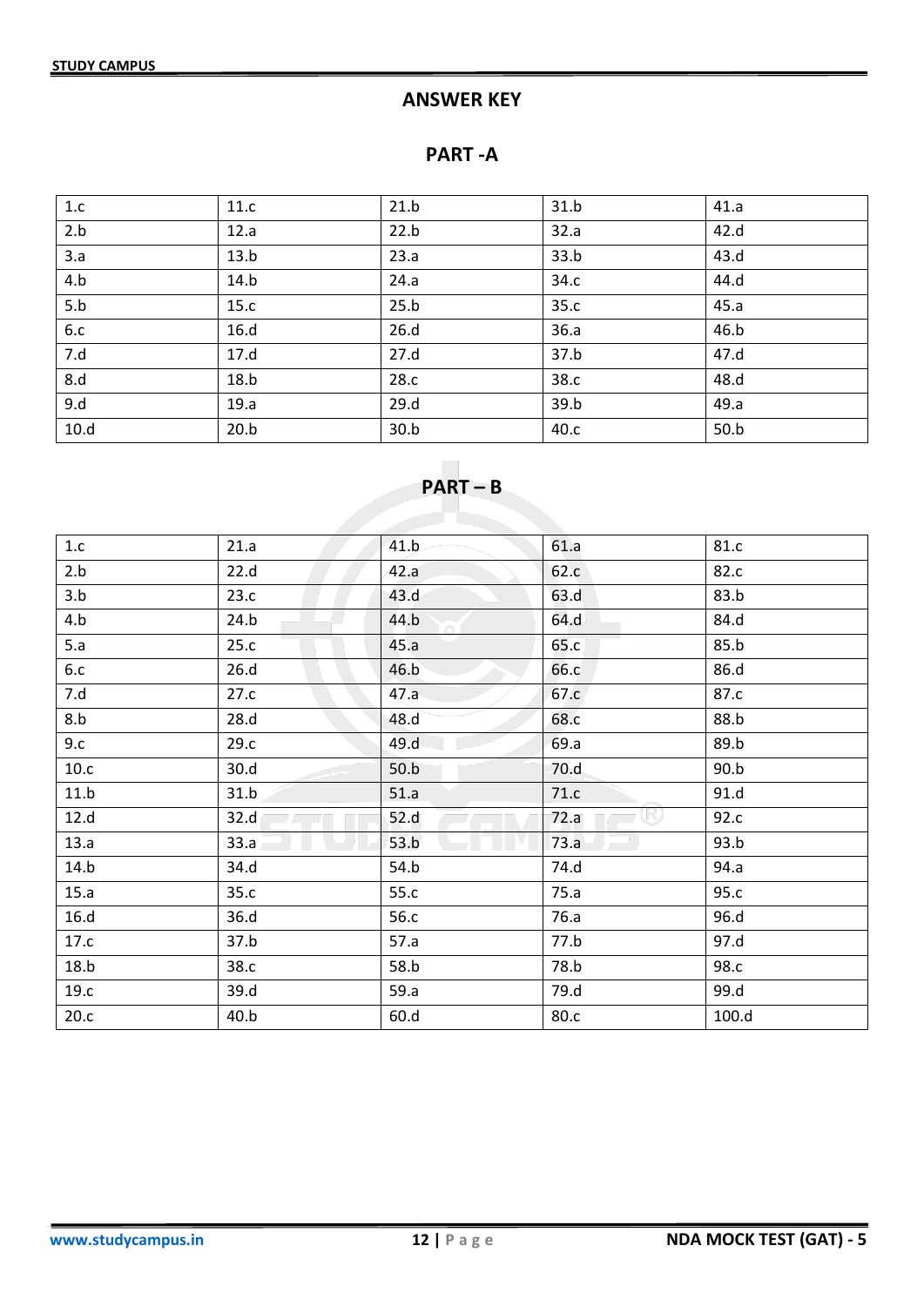# ANSWER KEY

## PART -A

| | | | | |
|---|---|---|---|---|
| 1.c | 11.c | 21.b | 31.b | 41.a |
| 2.b | 12.a | 22.b | 32.a | 42.d |
| 3.a | 13.b | 23.a | 33.b | 43.d |
| 4.b | 14.b | 24.a | 34.c | 44.d |
| 5.b | 15.c | 25.b | 35.c | 45.a |
| 6.c | 16.d | 26.d | 36.a | 46.b |
| 7.d | 17.d | 27.d | 37.b | 47.d |
| 8.d | 18.b | 28.c | 38.c | 48.d |
| 9.d | 19.a | 29.d | 39.b | 49.a |
| 10.d | 20.b | 30.b | 40.c | 50.b |

## PART – B

| | | | | |
|---|---|---|---|---|
| 1.c | 21.a | 41.b | 61.a | 81.c |
| 2.b | 22.d | 42.a | 62.c | 82.c |
| 3.b | 23.c | 43.d | 63.d | 83.b |
| 4.b | 24.b | 44.b | 64.d | 84.d |
| 5.a | 25.c | 45.a | 65.c | 85.b |
| 6.c | 26.d | 46.b | 66.c | 86.d |
| 7.d | 27.c | 47.a | 67.c | 87.c |
| 8.b | 28.d | 48.d | 68.c | 88.b |
| 9.c | 29.c | 49.d | 69.a | 89.b |
| 10.c | 30.d | 50.b | 70.d | 90.b |
| 11.b | 31.b | 51.a | 71.c | 91.d |
| 12.d | 32.d | 52.d | 72.a | 92.c |
| 13.a | 33.a | 53.b | 73.a | 93.b |
| 14.b | 34.d | 54.b | 74.d | 94.a |
| 15.a | 35.c | 55.c | 75.a | 95.c |
| 16.d | 36.d | 56.c | 76.a | 96.d |
| 17.c | 37.b | 57.a | 77.b | 97.d |
| 18.b | 38.c | 58.b | 78.b | 98.c |
| 19.c | 39.d | 59.a | 79.d | 99.d |
| 20.c | 40.b | 60.d | 80.c | 100.d |